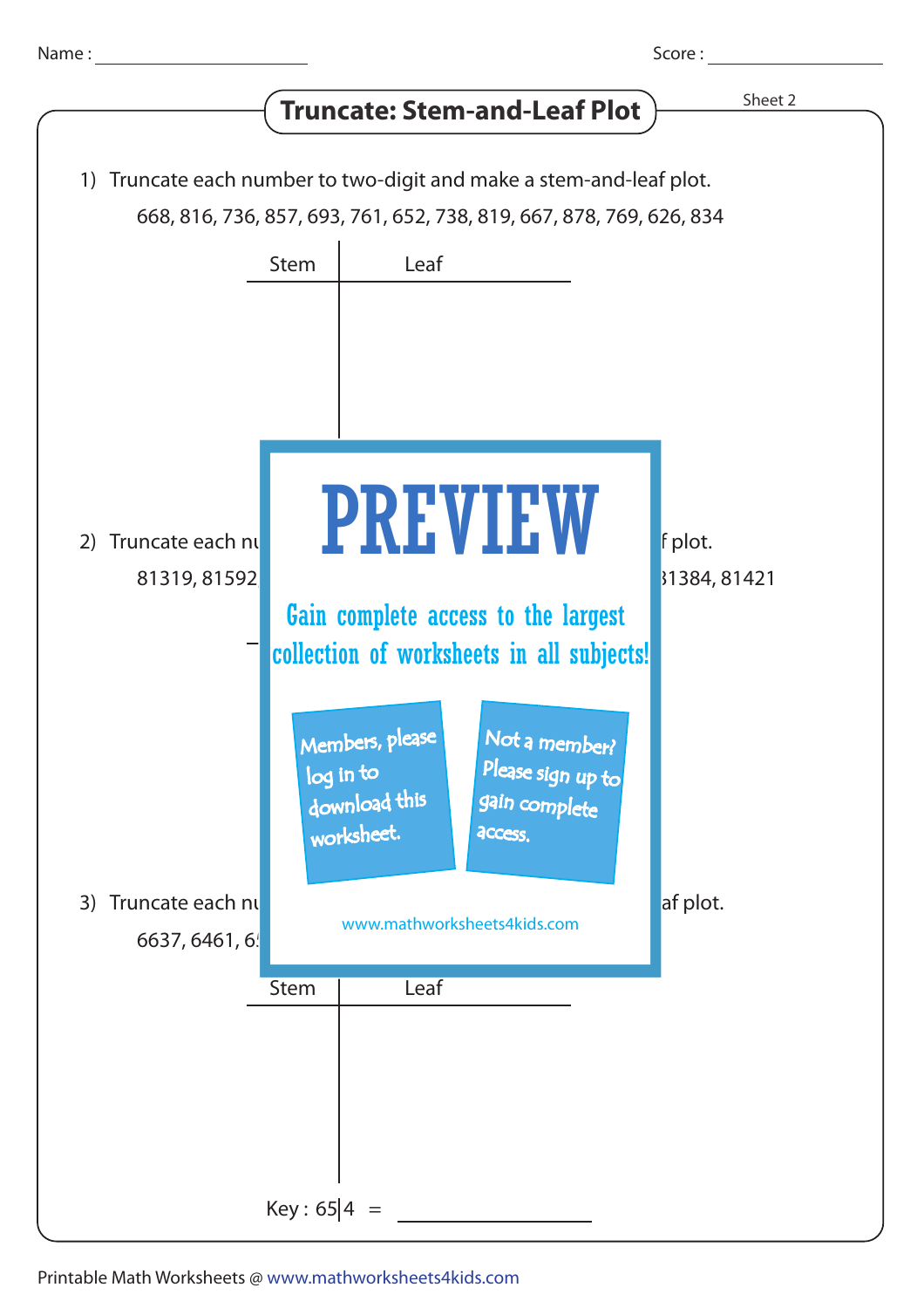Name : ____________________ Score : ____________________

## Truncate: Stem-and-Leaf Plot

Sheet 2

1) Truncate each number to two-digit and make a stem-and-leaf plot.

   668, 816, 736, 857, 693, 761, 652, 738, 819, 667, 878, 769, 626, 834

| Stem | Leaf |
|---|---|
| | |

2) Truncate each nu... f plot.

   81319, 81592, ... 81384, 81421

PREVIEW

Gain complete access to the largest collection of worksheets in all subjects!

Members, please log in to download this worksheet.

Not a member? Please sign up to gain complete access.

www.mathworksheets4kids.com

3) Truncate each nu... af plot.

   6637, 6461, 6...

| Stem | Leaf |
|---|---|
| | |

Key : 65|4 = ____________________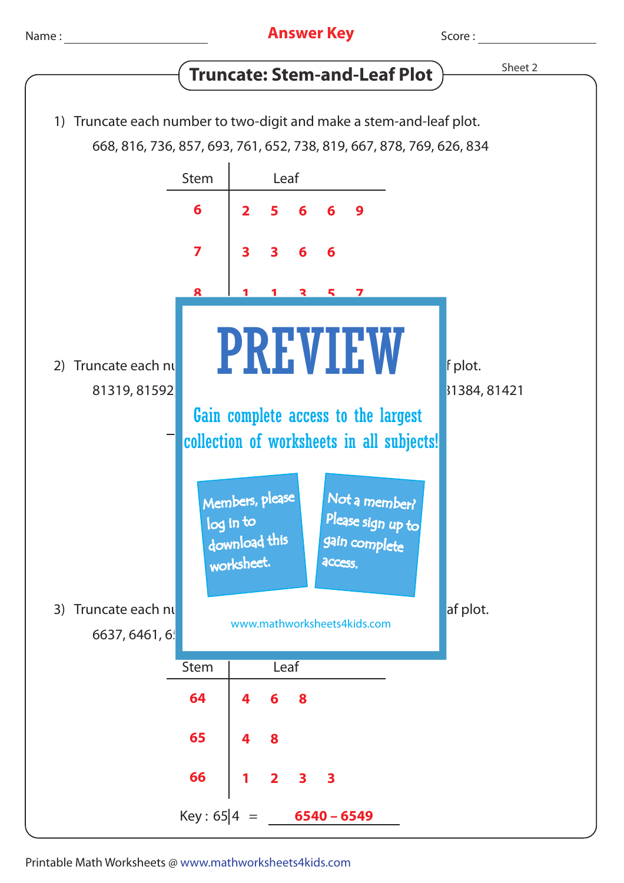Name : ____________________ **Answer Key** Score : ____________________

# Truncate: Stem-and-Leaf Plot

Sheet 2

1) Truncate each number to two-digit and make a stem-and-leaf plot.

668, 816, 736, 857, 693, 761, 652, 738, 819, 667, 878, 769, 626, 834

| Stem | Leaf |
|---|---|
| 6 | 2 5 6 6 9 |
| 7 | 3 3 6 6 |
| 8 | 1 1 3 5 7 |

PREVIEW

Gain complete access to the largest collection of worksheets in all subjects!

Members, please log in to download this worksheet.

Not a member? Please sign up to gain complete access.

www.mathworksheets4kids.com

2) Truncate each nu... f plot.

81319, 81592, ... 81384, 81421

3) Truncate each nu... af plot.

6637, 6461, 6...

| Stem | Leaf |
|---|---|
| 64 | 4 6 8 |
| 65 | 4 8 |
| 66 | 1 2 3 3 |

Key : 65|4 = **6540 – 6549**

Printable Math Worksheets @ www.mathworksheets4kids.com